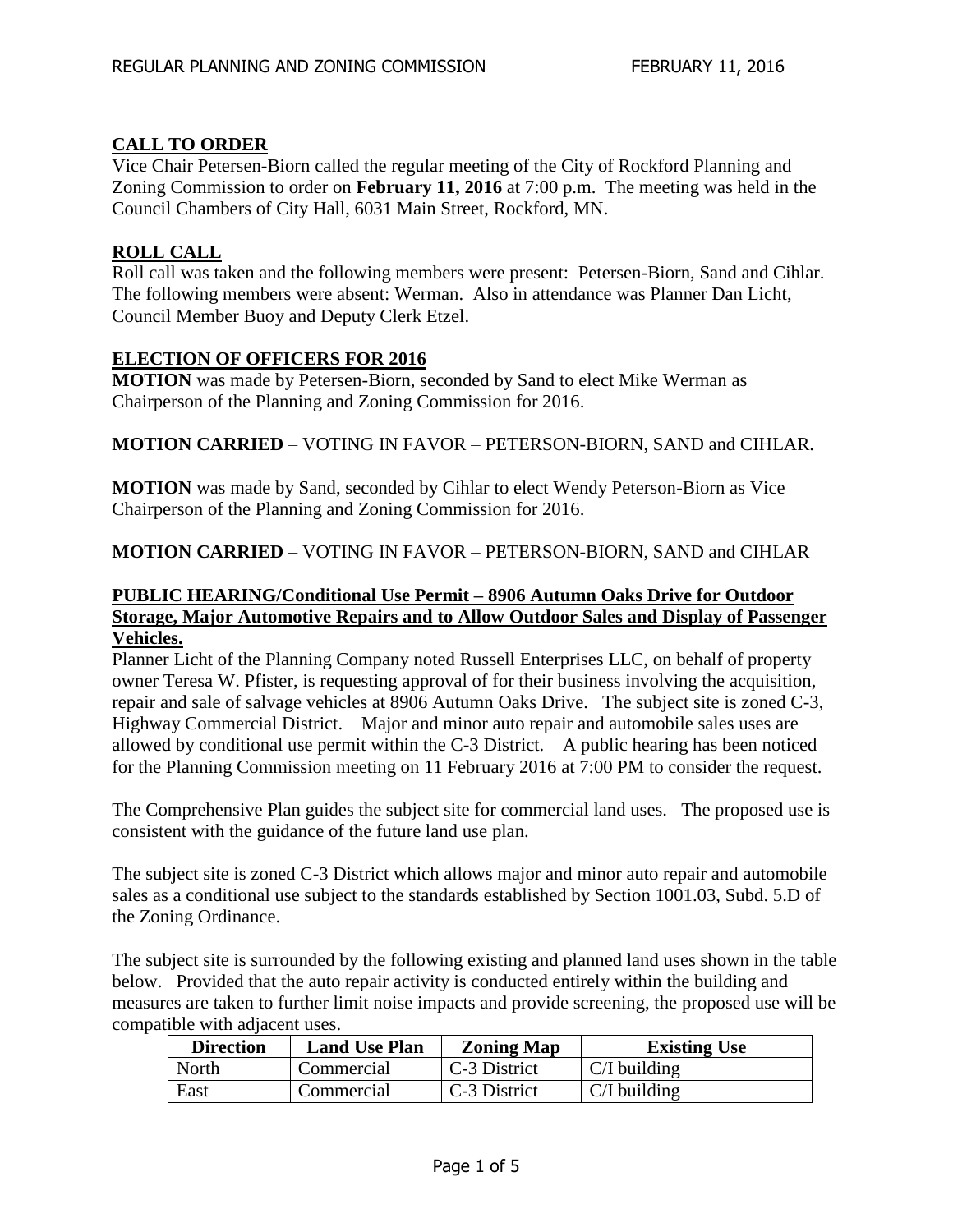## CALL TO ORDER

Vice Chair Petersen-Biorn called the regular meeting of the City of Rockford Planning and Zoning Commission to order on **February 11, 2016** at 7:00 p.m. The meeting was held in the Council Chambers of City Hall, 6031 Main Street, Rockford, MN.

## ROLL CALL

Roll call was taken and the following members were present: Petersen-Biorn, Sand and Cihlar. The following members were absent: Werman. Also in attendance was Planner Dan Licht, Council Member Buoy and Deputy Clerk Etzel.

## ELECTION OF OFFICERS FOR 2016

**MOTION** was made by Petersen-Biorn, seconded by Sand to elect Mike Werman as Chairperson of the Planning and Zoning Commission for 2016.

**MOTION CARRIED** – VOTING IN FAVOR – PETERSON-BIORN, SAND and CIHLAR.

**MOTION** was made by Sand, seconded by Cihlar to elect Wendy Peterson-Biorn as Vice Chairperson of the Planning and Zoning Commission for 2016.

**MOTION CARRIED** – VOTING IN FAVOR – PETERSON-BIORN, SAND and CIHLAR

## PUBLIC HEARING/Conditional Use Permit – 8906 Autumn Oaks Drive for Outdoor Storage, Major Automotive Repairs and to Allow Outdoor Sales and Display of Passenger Vehicles.

Planner Licht of the Planning Company noted Russell Enterprises LLC, on behalf of property owner Teresa W. Pfister, is requesting approval of for their business involving the acquisition, repair and sale of salvage vehicles at 8906 Autumn Oaks Drive. The subject site is zoned C-3, Highway Commercial District. Major and minor auto repair and automobile sales uses are allowed by conditional use permit within the C-3 District. A public hearing has been noticed for the Planning Commission meeting on 11 February 2016 at 7:00 PM to consider the request.

The Comprehensive Plan guides the subject site for commercial land uses. The proposed use is consistent with the guidance of the future land use plan.

The subject site is zoned C-3 District which allows major and minor auto repair and automobile sales as a conditional use subject to the standards established by Section 1001.03, Subd. 5.D of the Zoning Ordinance.

The subject site is surrounded by the following existing and planned land uses shown in the table below. Provided that the auto repair activity is conducted entirely within the building and measures are taken to further limit noise impacts and provide screening, the proposed use will be compatible with adjacent uses.

| Direction | Land Use Plan | Zoning Map | Existing Use |
|---|---|---|---|
| North | Commercial | C-3 District | C/I building |
| East | Commercial | C-3 District | C/I building |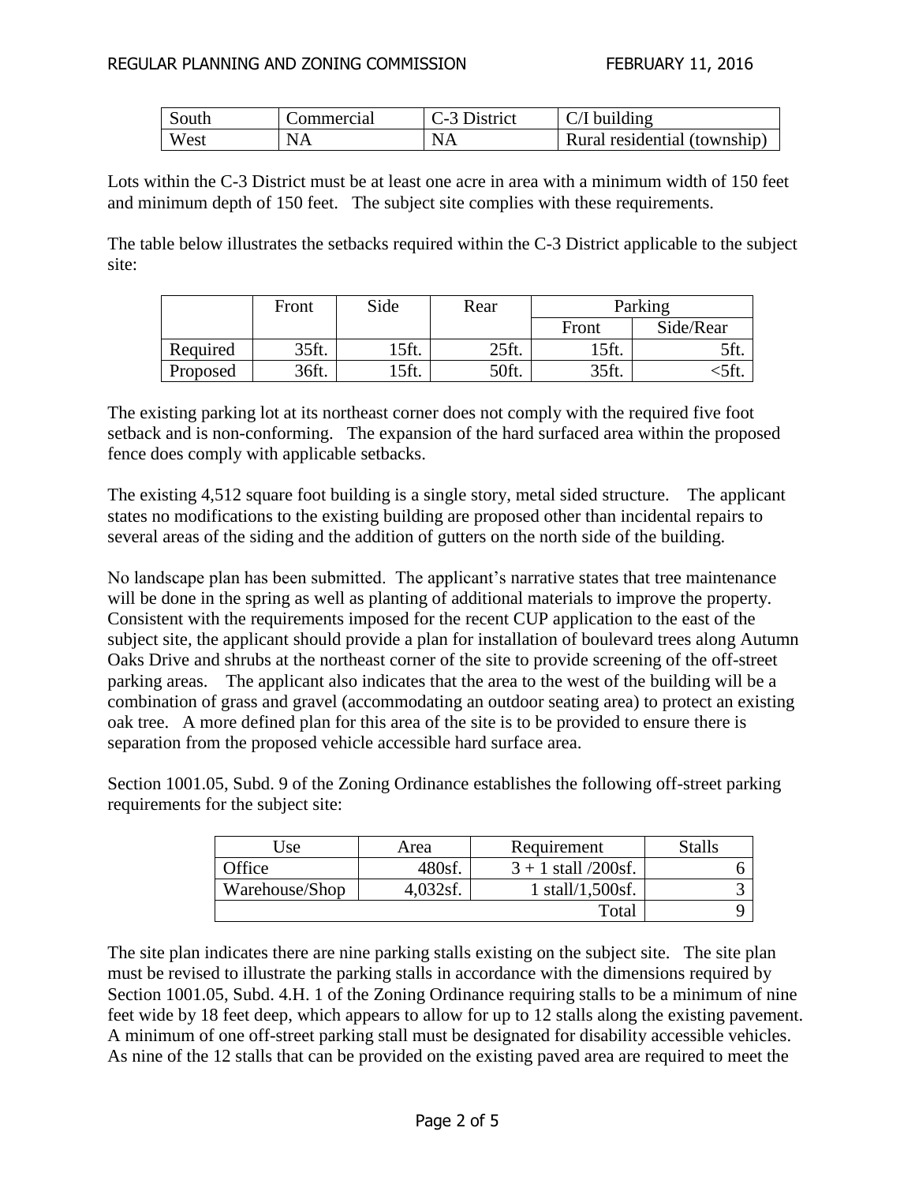| South | Commercial | C-3 District | C/I building |
|---|---|---|---|
| West | NA | NA | Rural residential (township) |

Lots within the C-3 District must be at least one acre in area with a minimum width of 150 feet and minimum depth of 150 feet. The subject site complies with these requirements.

The table below illustrates the setbacks required within the C-3 District applicable to the subject site:

| | Front | Side | Rear | Parking | |
|---|---|---|---|---|---|
| | | | | Front | Side/Rear |
| Required | 35ft. | 15ft. | 25ft. | 15ft. | 5ft. |
| Proposed | 36ft. | 15ft. | 50ft. | 35ft. | <5ft. |

The existing parking lot at its northeast corner does not comply with the required five foot setback and is non-conforming. The expansion of the hard surfaced area within the proposed fence does comply with applicable setbacks.

The existing 4,512 square foot building is a single story, metal sided structure. The applicant states no modifications to the existing building are proposed other than incidental repairs to several areas of the siding and the addition of gutters on the north side of the building.

No landscape plan has been submitted. The applicant's narrative states that tree maintenance will be done in the spring as well as planting of additional materials to improve the property. Consistent with the requirements imposed for the recent CUP application to the east of the subject site, the applicant should provide a plan for installation of boulevard trees along Autumn Oaks Drive and shrubs at the northeast corner of the site to provide screening of the off-street parking areas. The applicant also indicates that the area to the west of the building will be a combination of grass and gravel (accommodating an outdoor seating area) to protect an existing oak tree. A more defined plan for this area of the site is to be provided to ensure there is separation from the proposed vehicle accessible hard surface area.

Section 1001.05, Subd. 9 of the Zoning Ordinance establishes the following off-street parking requirements for the subject site:

| Use | Area | Requirement | Stalls |
|---|---|---|---|
| Office | 480sf. | 3 + 1 stall /200sf. | 6 |
| Warehouse/Shop | 4,032sf. | 1 stall/1,500sf. | 3 |
| | | Total | 9 |

The site plan indicates there are nine parking stalls existing on the subject site. The site plan must be revised to illustrate the parking stalls in accordance with the dimensions required by Section 1001.05, Subd. 4.H. 1 of the Zoning Ordinance requiring stalls to be a minimum of nine feet wide by 18 feet deep, which appears to allow for up to 12 stalls along the existing pavement. A minimum of one off-street parking stall must be designated for disability accessible vehicles. As nine of the 12 stalls that can be provided on the existing paved area are required to meet the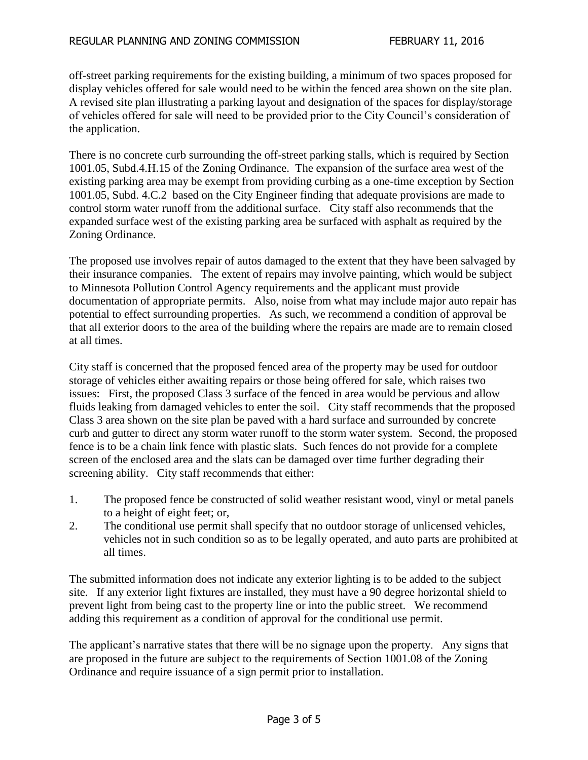off-street parking requirements for the existing building, a minimum of two spaces proposed for display vehicles offered for sale would need to be within the fenced area shown on the site plan. A revised site plan illustrating a parking layout and designation of the spaces for display/storage of vehicles offered for sale will need to be provided prior to the City Council's consideration of the application.

There is no concrete curb surrounding the off-street parking stalls, which is required by Section 1001.05, Subd.4.H.15 of the Zoning Ordinance. The expansion of the surface area west of the existing parking area may be exempt from providing curbing as a one-time exception by Section 1001.05, Subd. 4.C.2 based on the City Engineer finding that adequate provisions are made to control storm water runoff from the additional surface. City staff also recommends that the expanded surface west of the existing parking area be surfaced with asphalt as required by the Zoning Ordinance.

The proposed use involves repair of autos damaged to the extent that they have been salvaged by their insurance companies. The extent of repairs may involve painting, which would be subject to Minnesota Pollution Control Agency requirements and the applicant must provide documentation of appropriate permits. Also, noise from what may include major auto repair has potential to effect surrounding properties. As such, we recommend a condition of approval be that all exterior doors to the area of the building where the repairs are made are to remain closed at all times.

City staff is concerned that the proposed fenced area of the property may be used for outdoor storage of vehicles either awaiting repairs or those being offered for sale, which raises two issues: First, the proposed Class 3 surface of the fenced in area would be pervious and allow fluids leaking from damaged vehicles to enter the soil. City staff recommends that the proposed Class 3 area shown on the site plan be paved with a hard surface and surrounded by concrete curb and gutter to direct any storm water runoff to the storm water system. Second, the proposed fence is to be a chain link fence with plastic slats. Such fences do not provide for a complete screen of the enclosed area and the slats can be damaged over time further degrading their screening ability. City staff recommends that either:

1. The proposed fence be constructed of solid weather resistant wood, vinyl or metal panels to a height of eight feet; or,
2. The conditional use permit shall specify that no outdoor storage of unlicensed vehicles, vehicles not in such condition so as to be legally operated, and auto parts are prohibited at all times.

The submitted information does not indicate any exterior lighting is to be added to the subject site. If any exterior light fixtures are installed, they must have a 90 degree horizontal shield to prevent light from being cast to the property line or into the public street. We recommend adding this requirement as a condition of approval for the conditional use permit.

The applicant's narrative states that there will be no signage upon the property. Any signs that are proposed in the future are subject to the requirements of Section 1001.08 of the Zoning Ordinance and require issuance of a sign permit prior to installation.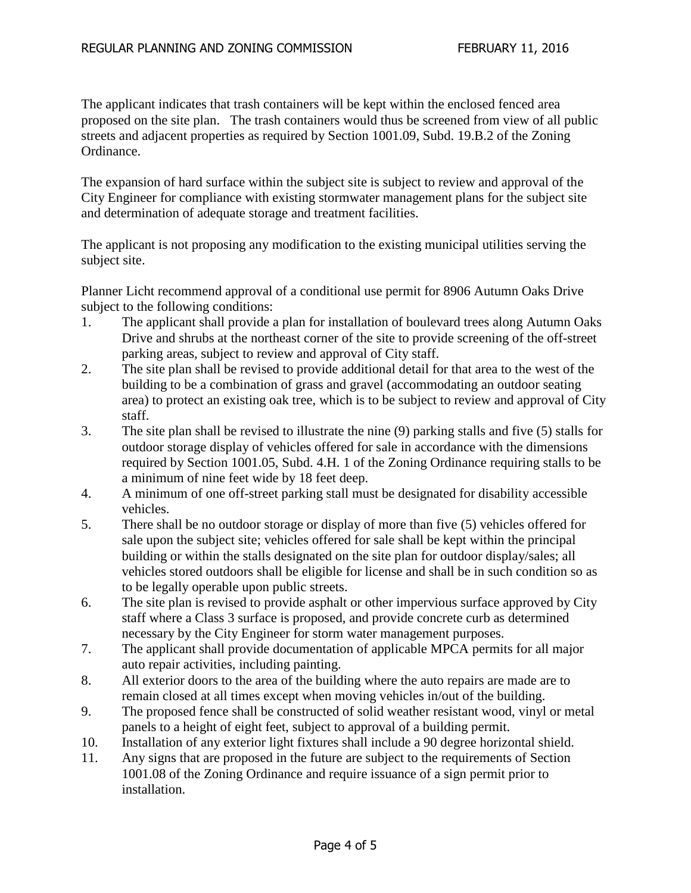The applicant indicates that trash containers will be kept within the enclosed fenced area proposed on the site plan. The trash containers would thus be screened from view of all public streets and adjacent properties as required by Section 1001.09, Subd. 19.B.2 of the Zoning Ordinance.

The expansion of hard surface within the subject site is subject to review and approval of the City Engineer for compliance with existing stormwater management plans for the subject site and determination of adequate storage and treatment facilities.

The applicant is not proposing any modification to the existing municipal utilities serving the subject site.

Planner Licht recommend approval of a conditional use permit for 8906 Autumn Oaks Drive subject to the following conditions:

1. The applicant shall provide a plan for installation of boulevard trees along Autumn Oaks Drive and shrubs at the northeast corner of the site to provide screening of the off-street parking areas, subject to review and approval of City staff.
2. The site plan shall be revised to provide additional detail for that area to the west of the building to be a combination of grass and gravel (accommodating an outdoor seating area) to protect an existing oak tree, which is to be subject to review and approval of City staff.
3. The site plan shall be revised to illustrate the nine (9) parking stalls and five (5) stalls for outdoor storage display of vehicles offered for sale in accordance with the dimensions required by Section 1001.05, Subd. 4.H. 1 of the Zoning Ordinance requiring stalls to be a minimum of nine feet wide by 18 feet deep.
4. A minimum of one off-street parking stall must be designated for disability accessible vehicles.
5. There shall be no outdoor storage or display of more than five (5) vehicles offered for sale upon the subject site; vehicles offered for sale shall be kept within the principal building or within the stalls designated on the site plan for outdoor display/sales; all vehicles stored outdoors shall be eligible for license and shall be in such condition so as to be legally operable upon public streets.
6. The site plan is revised to provide asphalt or other impervious surface approved by City staff where a Class 3 surface is proposed, and provide concrete curb as determined necessary by the City Engineer for storm water management purposes.
7. The applicant shall provide documentation of applicable MPCA permits for all major auto repair activities, including painting.
8. All exterior doors to the area of the building where the auto repairs are made are to remain closed at all times except when moving vehicles in/out of the building.
9. The proposed fence shall be constructed of solid weather resistant wood, vinyl or metal panels to a height of eight feet, subject to approval of a building permit.
10. Installation of any exterior light fixtures shall include a 90 degree horizontal shield.
11. Any signs that are proposed in the future are subject to the requirements of Section 1001.08 of the Zoning Ordinance and require issuance of a sign permit prior to installation.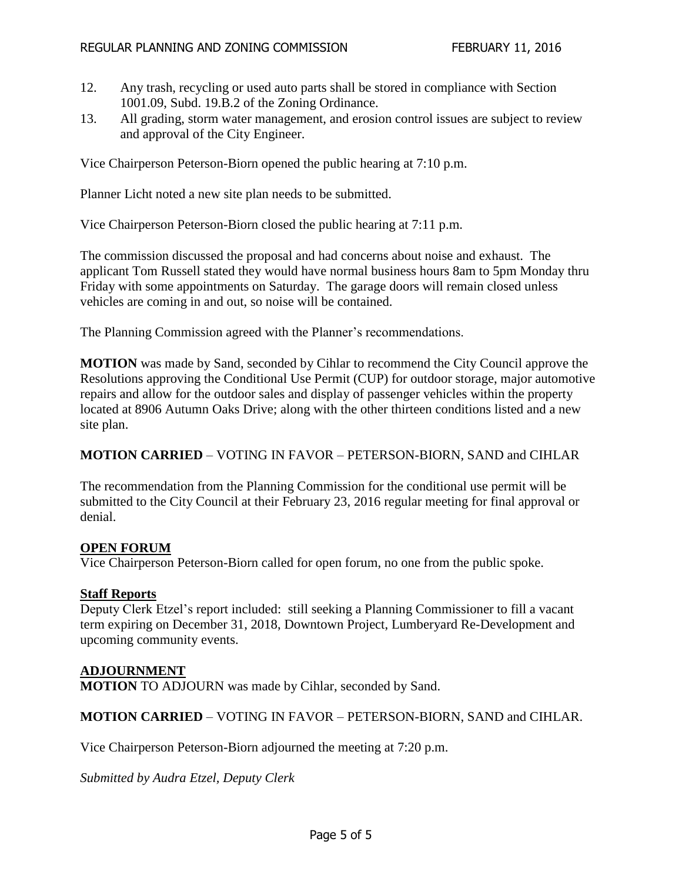12. Any trash, recycling or used auto parts shall be stored in compliance with Section 1001.09, Subd. 19.B.2 of the Zoning Ordinance.
13. All grading, storm water management, and erosion control issues are subject to review and approval of the City Engineer.

Vice Chairperson Peterson-Biorn opened the public hearing at 7:10 p.m.

Planner Licht noted a new site plan needs to be submitted.

Vice Chairperson Peterson-Biorn closed the public hearing at 7:11 p.m.

The commission discussed the proposal and had concerns about noise and exhaust. The applicant Tom Russell stated they would have normal business hours 8am to 5pm Monday thru Friday with some appointments on Saturday. The garage doors will remain closed unless vehicles are coming in and out, so noise will be contained.

The Planning Commission agreed with the Planner's recommendations.

**MOTION** was made by Sand, seconded by Cihlar to recommend the City Council approve the Resolutions approving the Conditional Use Permit (CUP) for outdoor storage, major automotive repairs and allow for the outdoor sales and display of passenger vehicles within the property located at 8906 Autumn Oaks Drive; along with the other thirteen conditions listed and a new site plan.

**MOTION CARRIED** – VOTING IN FAVOR – PETERSON-BIORN, SAND and CIHLAR

The recommendation from the Planning Commission for the conditional use permit will be submitted to the City Council at their February 23, 2016 regular meeting for final approval or denial.

## OPEN FORUM

Vice Chairperson Peterson-Biorn called for open forum, no one from the public spoke.

## Staff Reports

Deputy Clerk Etzel's report included: still seeking a Planning Commissioner to fill a vacant term expiring on December 31, 2018, Downtown Project, Lumberyard Re-Development and upcoming community events.

## ADJOURNMENT

**MOTION** TO ADJOURN was made by Cihlar, seconded by Sand.

**MOTION CARRIED** – VOTING IN FAVOR – PETERSON-BIORN, SAND and CIHLAR.

Vice Chairperson Peterson-Biorn adjourned the meeting at 7:20 p.m.

*Submitted by Audra Etzel, Deputy Clerk*